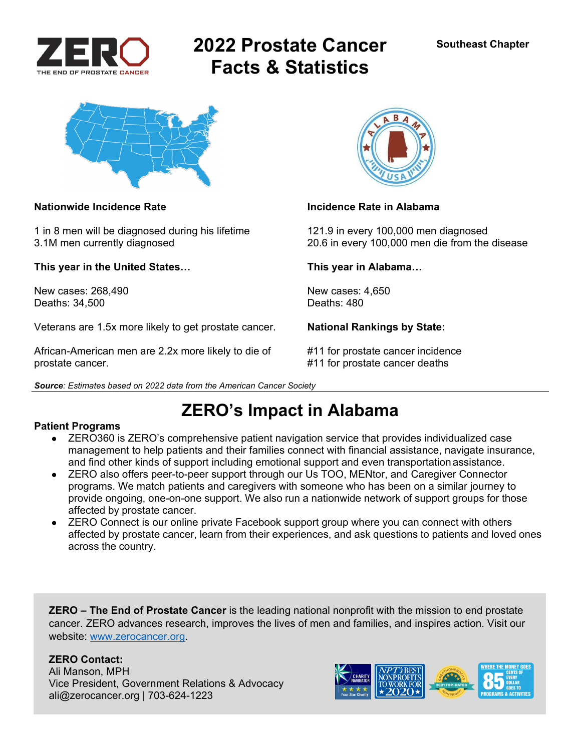ZERO
THE END OF PROSTATE CANCER

# 2022 Prostate Cancer Facts & Statistics

**Southeast Chapter**

**Nationwide Incidence Rate**

1 in 8 men will be diagnosed during his lifetime
3.1M men currently diagnosed

**This year in the United States…**

New cases: 268,490
Deaths: 34,500

Veterans are 1.5x more likely to get prostate cancer.

African-American men are 2.2x more likely to die of prostate cancer.

**Incidence Rate in Alabama**

121.9 in every 100,000 men diagnosed
20.6 in every 100,000 men die from the disease

**This year in Alabama…**

New cases: 4,650
Deaths: 480

**National Rankings by State:**

#11 for prostate cancer incidence
#11 for prostate cancer deaths

***Source**: Estimates based on 2022 data from the American Cancer Society*

## ZERO's Impact in Alabama

**Patient Programs**

- ZERO360 is ZERO's comprehensive patient navigation service that provides individualized case management to help patients and their families connect with financial assistance, navigate insurance, and find other kinds of support including emotional support and even transportation assistance.
- ZERO also offers peer-to-peer support through our Us TOO, MENtor, and Caregiver Connector programs. We match patients and caregivers with someone who has been on a similar journey to provide ongoing, one-on-one support. We also run a nationwide network of support groups for those affected by prostate cancer.
- ZERO Connect is our online private Facebook support group where you can connect with others affected by prostate cancer, learn from their experiences, and ask questions to patients and loved ones across the country.

**ZERO – The End of Prostate Cancer** is the leading national nonprofit with the mission to end prostate cancer. ZERO advances research, improves the lives of men and families, and inspires action. Visit our website: [www.zerocancer.org](http://www.zerocancer.org).

**ZERO Contact:**
Ali Manson, MPH
Vice President, Government Relations & Advocacy
ali@zerocancer.org | 703-624-1223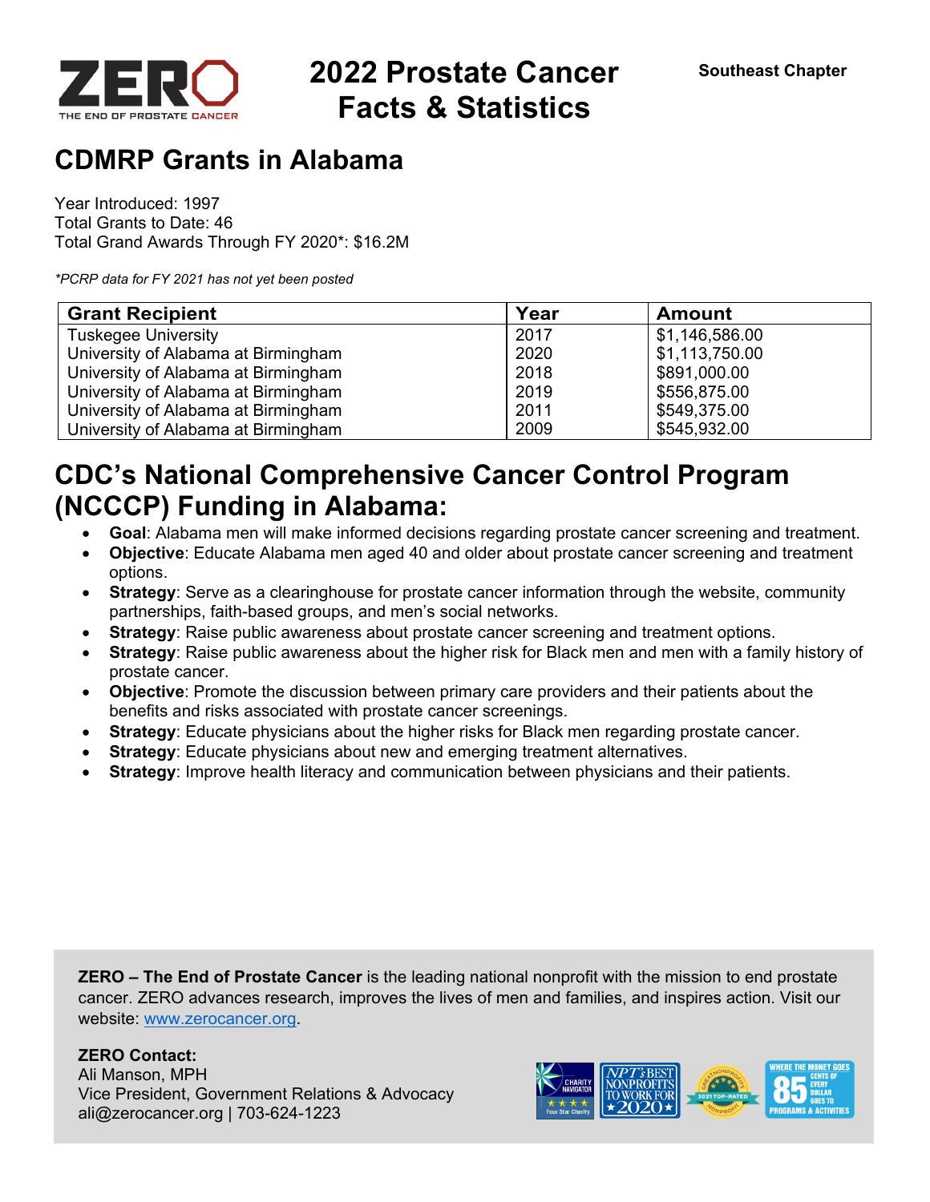ZERO THE END OF PROSTATE CANCER

# 2022 Prostate Cancer Facts & Statistics

Southeast Chapter

## CDMRP Grants in Alabama

Year Introduced: 1997
Total Grants to Date: 46
Total Grand Awards Through FY 2020*: $16.2M

*\*PCRP data for FY 2021 has not yet been posted*

| Grant Recipient | Year | Amount |
|---|---|---|
| Tuskegee University | 2017 | $1,146,586.00 |
| University of Alabama at Birmingham | 2020 | $1,113,750.00 |
| University of Alabama at Birmingham | 2018 | $891,000.00 |
| University of Alabama at Birmingham | 2019 | $556,875.00 |
| University of Alabama at Birmingham | 2011 | $549,375.00 |
| University of Alabama at Birmingham | 2009 | $545,932.00 |

## CDC's National Comprehensive Cancer Control Program (NCCCP) Funding in Alabama:

- **Goal**: Alabama men will make informed decisions regarding prostate cancer screening and treatment.
- **Objective**: Educate Alabama men aged 40 and older about prostate cancer screening and treatment options.
- **Strategy**: Serve as a clearinghouse for prostate cancer information through the website, community partnerships, faith-based groups, and men's social networks.
- **Strategy**: Raise public awareness about prostate cancer screening and treatment options.
- **Strategy**: Raise public awareness about the higher risk for Black men and men with a family history of prostate cancer.
- **Objective**: Promote the discussion between primary care providers and their patients about the benefits and risks associated with prostate cancer screenings.
- **Strategy**: Educate physicians about the higher risks for Black men regarding prostate cancer.
- **Strategy**: Educate physicians about new and emerging treatment alternatives.
- **Strategy**: Improve health literacy and communication between physicians and their patients.

**ZERO – The End of Prostate Cancer** is the leading national nonprofit with the mission to end prostate cancer. ZERO advances research, improves the lives of men and families, and inspires action. Visit our website: www.zerocancer.org.

**ZERO Contact:**
Ali Manson, MPH
Vice President, Government Relations & Advocacy
ali@zerocancer.org | 703-624-1223